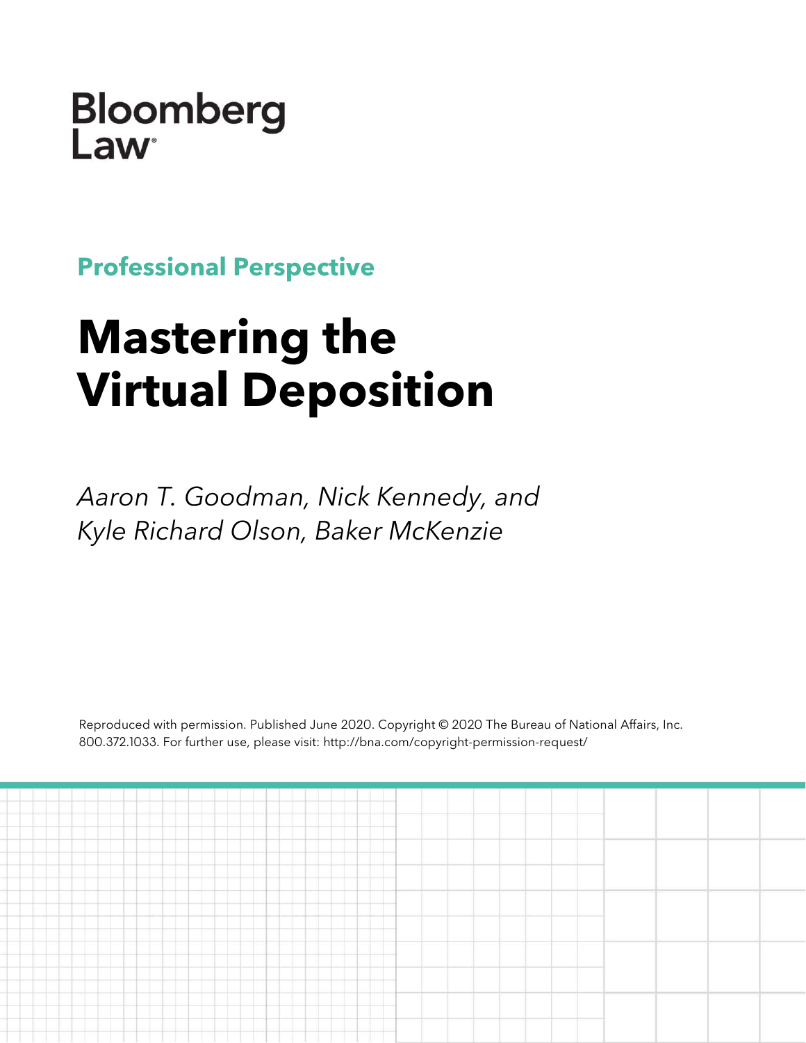Bloomberg Law

**Professional Perspective**

# Mastering the Virtual Deposition

*Aaron T. Goodman, Nick Kennedy, and Kyle Richard Olson, Baker McKenzie*

Reproduced with permission. Published June 2020. Copyright © 2020 The Bureau of National Affairs, Inc. 800.372.1033. For further use, please visit: http://bna.com/copyright-permission-request/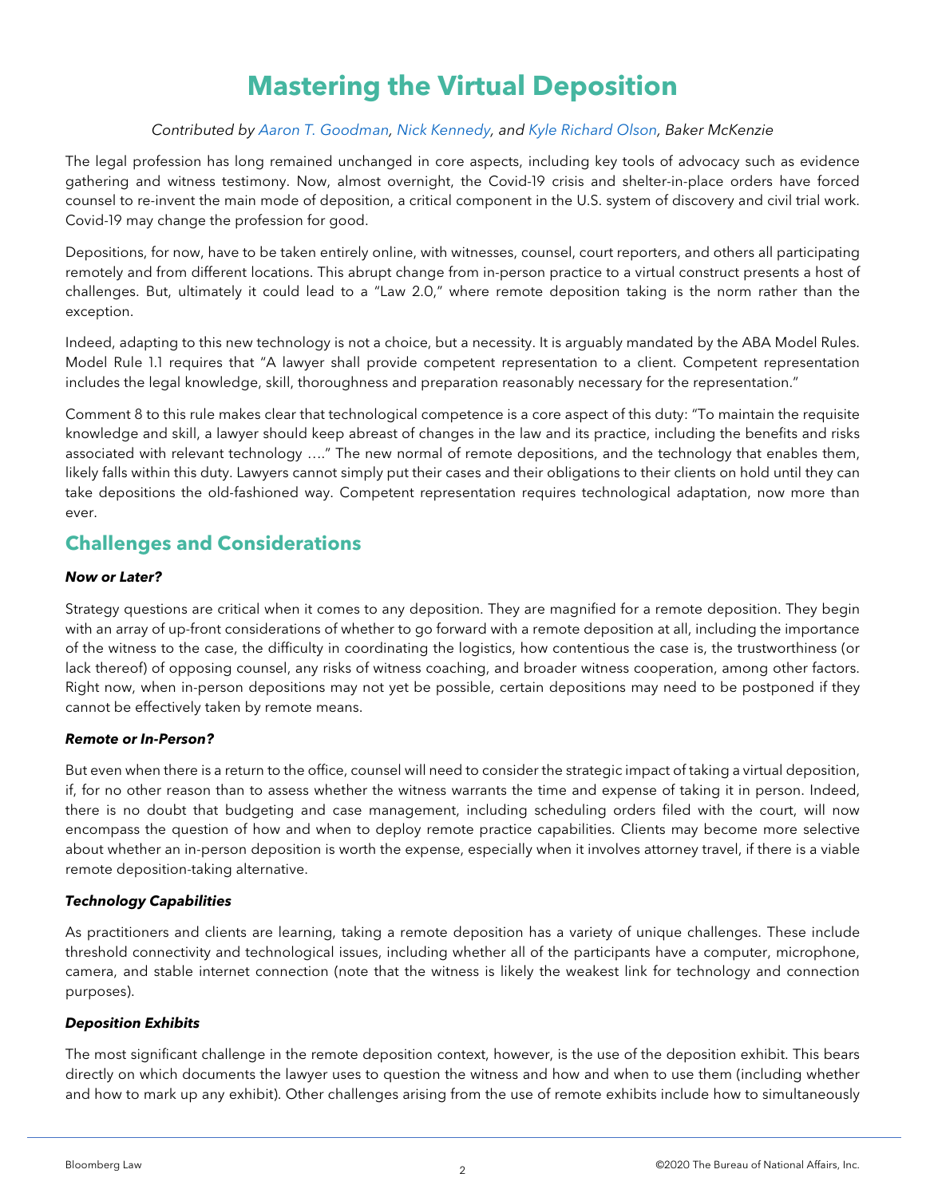# Mastering the Virtual Deposition

*Contributed by Aaron T. Goodman, Nick Kennedy, and Kyle Richard Olson, Baker McKenzie*

The legal profession has long remained unchanged in core aspects, including key tools of advocacy such as evidence gathering and witness testimony. Now, almost overnight, the Covid-19 crisis and shelter-in-place orders have forced counsel to re-invent the main mode of deposition, a critical component in the U.S. system of discovery and civil trial work. Covid-19 may change the profession for good.

Depositions, for now, have to be taken entirely online, with witnesses, counsel, court reporters, and others all participating remotely and from different locations. This abrupt change from in-person practice to a virtual construct presents a host of challenges. But, ultimately it could lead to a "Law 2.0," where remote deposition taking is the norm rather than the exception.

Indeed, adapting to this new technology is not a choice, but a necessity. It is arguably mandated by the ABA Model Rules. Model Rule 1.1 requires that "A lawyer shall provide competent representation to a client. Competent representation includes the legal knowledge, skill, thoroughness and preparation reasonably necessary for the representation."

Comment 8 to this rule makes clear that technological competence is a core aspect of this duty: "To maintain the requisite knowledge and skill, a lawyer should keep abreast of changes in the law and its practice, including the benefits and risks associated with relevant technology …." The new normal of remote depositions, and the technology that enables them, likely falls within this duty. Lawyers cannot simply put their cases and their obligations to their clients on hold until they can take depositions the old-fashioned way. Competent representation requires technological adaptation, now more than ever.

## Challenges and Considerations

***Now or Later?***

Strategy questions are critical when it comes to any deposition. They are magnified for a remote deposition. They begin with an array of up-front considerations of whether to go forward with a remote deposition at all, including the importance of the witness to the case, the difficulty in coordinating the logistics, how contentious the case is, the trustworthiness (or lack thereof) of opposing counsel, any risks of witness coaching, and broader witness cooperation, among other factors. Right now, when in-person depositions may not yet be possible, certain depositions may need to be postponed if they cannot be effectively taken by remote means.

***Remote or In-Person?***

But even when there is a return to the office, counsel will need to consider the strategic impact of taking a virtual deposition, if, for no other reason than to assess whether the witness warrants the time and expense of taking it in person. Indeed, there is no doubt that budgeting and case management, including scheduling orders filed with the court, will now encompass the question of how and when to deploy remote practice capabilities. Clients may become more selective about whether an in-person deposition is worth the expense, especially when it involves attorney travel, if there is a viable remote deposition-taking alternative.

***Technology Capabilities***

As practitioners and clients are learning, taking a remote deposition has a variety of unique challenges. These include threshold connectivity and technological issues, including whether all of the participants have a computer, microphone, camera, and stable internet connection (note that the witness is likely the weakest link for technology and connection purposes).

***Deposition Exhibits***

The most significant challenge in the remote deposition context, however, is the use of the deposition exhibit. This bears directly on which documents the lawyer uses to question the witness and how and when to use them (including whether and how to mark up any exhibit). Other challenges arising from the use of remote exhibits include how to simultaneously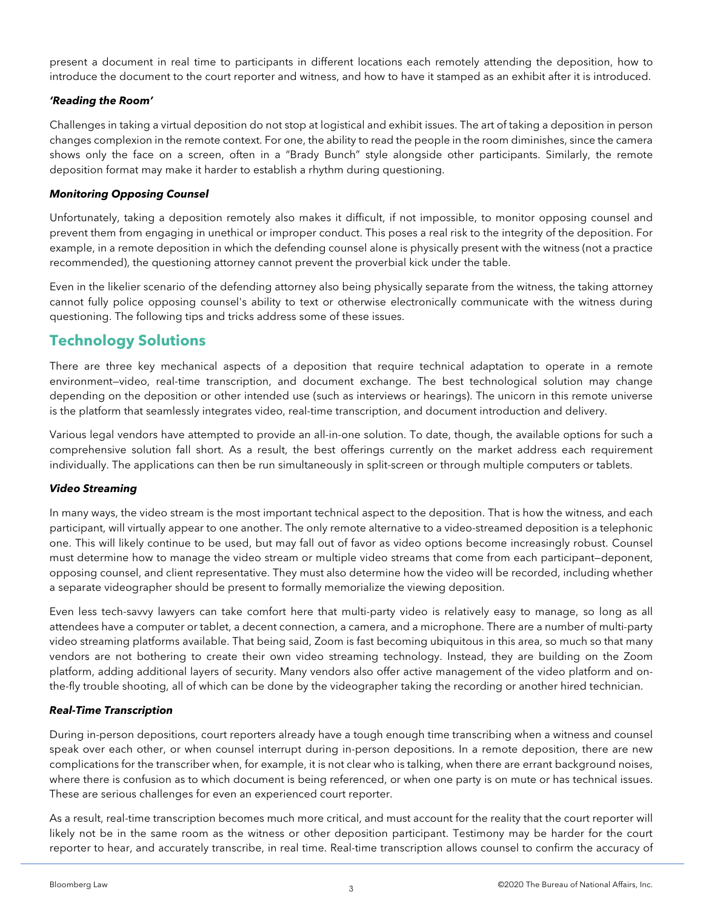present a document in real time to participants in different locations each remotely attending the deposition, how to introduce the document to the court reporter and witness, and how to have it stamped as an exhibit after it is introduced.

#### *'Reading the Room'*

Challenges in taking a virtual deposition do not stop at logistical and exhibit issues. The art of taking a deposition in person changes complexion in the remote context. For one, the ability to read the people in the room diminishes, since the camera shows only the face on a screen, often in a "Brady Bunch" style alongside other participants. Similarly, the remote deposition format may make it harder to establish a rhythm during questioning.

#### *Monitoring Opposing Counsel*

Unfortunately, taking a deposition remotely also makes it difficult, if not impossible, to monitor opposing counsel and prevent them from engaging in unethical or improper conduct. This poses a real risk to the integrity of the deposition. For example, in a remote deposition in which the defending counsel alone is physically present with the witness (not a practice recommended), the questioning attorney cannot prevent the proverbial kick under the table.

Even in the likelier scenario of the defending attorney also being physically separate from the witness, the taking attorney cannot fully police opposing counsel's ability to text or otherwise electronically communicate with the witness during questioning. The following tips and tricks address some of these issues.

## Technology Solutions

There are three key mechanical aspects of a deposition that require technical adaptation to operate in a remote environment—video, real-time transcription, and document exchange. The best technological solution may change depending on the deposition or other intended use (such as interviews or hearings). The unicorn in this remote universe is the platform that seamlessly integrates video, real-time transcription, and document introduction and delivery.

Various legal vendors have attempted to provide an all-in-one solution. To date, though, the available options for such a comprehensive solution fall short. As a result, the best offerings currently on the market address each requirement individually. The applications can then be run simultaneously in split-screen or through multiple computers or tablets.

#### *Video Streaming*

In many ways, the video stream is the most important technical aspect to the deposition. That is how the witness, and each participant, will virtually appear to one another. The only remote alternative to a video-streamed deposition is a telephonic one. This will likely continue to be used, but may fall out of favor as video options become increasingly robust. Counsel must determine how to manage the video stream or multiple video streams that come from each participant—deponent, opposing counsel, and client representative. They must also determine how the video will be recorded, including whether a separate videographer should be present to formally memorialize the viewing deposition.

Even less tech-savvy lawyers can take comfort here that multi-party video is relatively easy to manage, so long as all attendees have a computer or tablet, a decent connection, a camera, and a microphone. There are a number of multi-party video streaming platforms available. That being said, Zoom is fast becoming ubiquitous in this area, so much so that many vendors are not bothering to create their own video streaming technology. Instead, they are building on the Zoom platform, adding additional layers of security. Many vendors also offer active management of the video platform and on-the-fly trouble shooting, all of which can be done by the videographer taking the recording or another hired technician.

#### *Real-Time Transcription*

During in-person depositions, court reporters already have a tough enough time transcribing when a witness and counsel speak over each other, or when counsel interrupt during in-person depositions. In a remote deposition, there are new complications for the transcriber when, for example, it is not clear who is talking, when there are errant background noises, where there is confusion as to which document is being referenced, or when one party is on mute or has technical issues. These are serious challenges for even an experienced court reporter.

As a result, real-time transcription becomes much more critical, and must account for the reality that the court reporter will likely not be in the same room as the witness or other deposition participant. Testimony may be harder for the court reporter to hear, and accurately transcribe, in real time. Real-time transcription allows counsel to confirm the accuracy of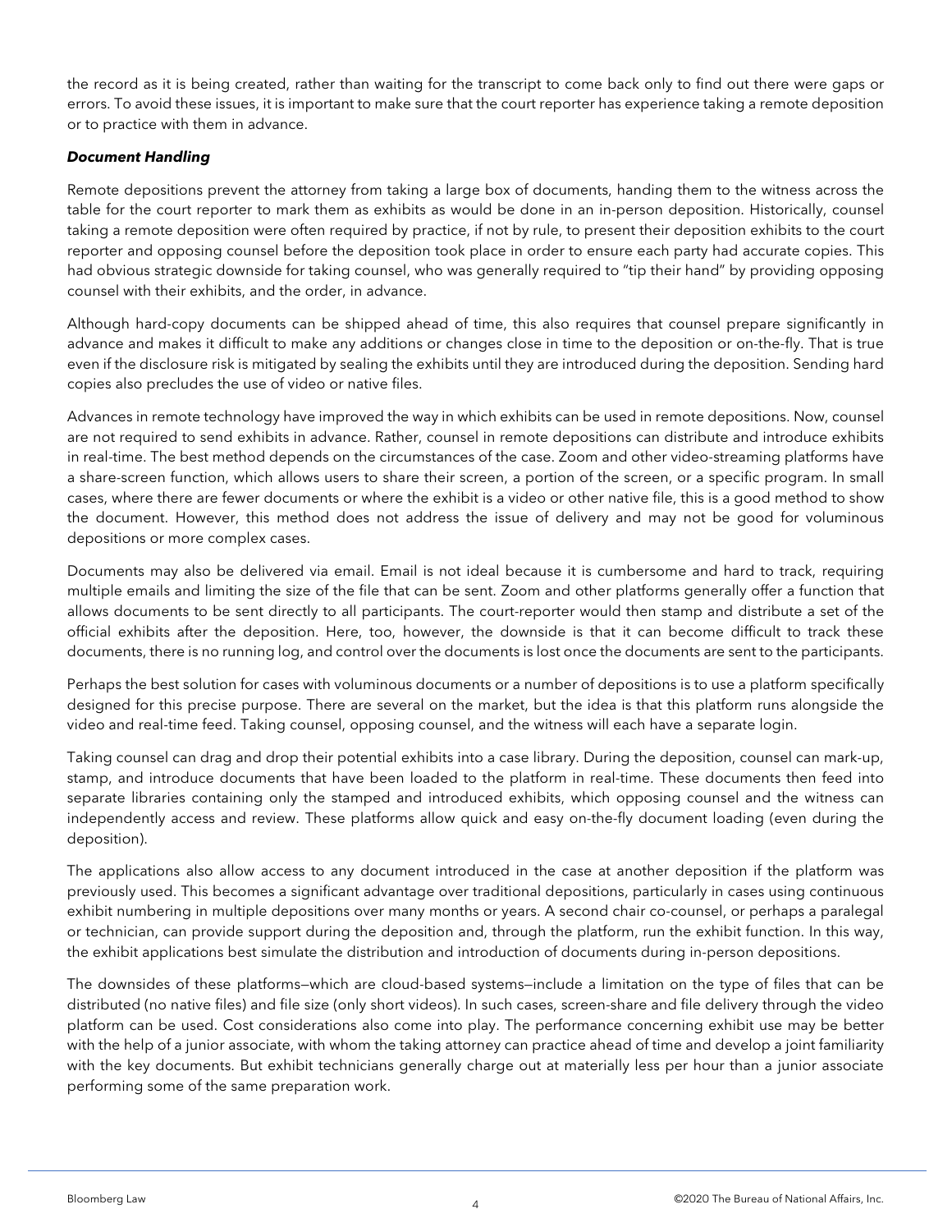the record as it is being created, rather than waiting for the transcript to come back only to find out there were gaps or errors. To avoid these issues, it is important to make sure that the court reporter has experience taking a remote deposition or to practice with them in advance.

***Document Handling***

Remote depositions prevent the attorney from taking a large box of documents, handing them to the witness across the table for the court reporter to mark them as exhibits as would be done in an in-person deposition. Historically, counsel taking a remote deposition were often required by practice, if not by rule, to present their deposition exhibits to the court reporter and opposing counsel before the deposition took place in order to ensure each party had accurate copies. This had obvious strategic downside for taking counsel, who was generally required to "tip their hand" by providing opposing counsel with their exhibits, and the order, in advance.

Although hard-copy documents can be shipped ahead of time, this also requires that counsel prepare significantly in advance and makes it difficult to make any additions or changes close in time to the deposition or on-the-fly. That is true even if the disclosure risk is mitigated by sealing the exhibits until they are introduced during the deposition. Sending hard copies also precludes the use of video or native files.

Advances in remote technology have improved the way in which exhibits can be used in remote depositions. Now, counsel are not required to send exhibits in advance. Rather, counsel in remote depositions can distribute and introduce exhibits in real-time. The best method depends on the circumstances of the case. Zoom and other video-streaming platforms have a share-screen function, which allows users to share their screen, a portion of the screen, or a specific program. In small cases, where there are fewer documents or where the exhibit is a video or other native file, this is a good method to show the document. However, this method does not address the issue of delivery and may not be good for voluminous depositions or more complex cases.

Documents may also be delivered via email. Email is not ideal because it is cumbersome and hard to track, requiring multiple emails and limiting the size of the file that can be sent. Zoom and other platforms generally offer a function that allows documents to be sent directly to all participants. The court-reporter would then stamp and distribute a set of the official exhibits after the deposition. Here, too, however, the downside is that it can become difficult to track these documents, there is no running log, and control over the documents is lost once the documents are sent to the participants.

Perhaps the best solution for cases with voluminous documents or a number of depositions is to use a platform specifically designed for this precise purpose. There are several on the market, but the idea is that this platform runs alongside the video and real-time feed. Taking counsel, opposing counsel, and the witness will each have a separate login.

Taking counsel can drag and drop their potential exhibits into a case library. During the deposition, counsel can mark-up, stamp, and introduce documents that have been loaded to the platform in real-time. These documents then feed into separate libraries containing only the stamped and introduced exhibits, which opposing counsel and the witness can independently access and review. These platforms allow quick and easy on-the-fly document loading (even during the deposition).

The applications also allow access to any document introduced in the case at another deposition if the platform was previously used. This becomes a significant advantage over traditional depositions, particularly in cases using continuous exhibit numbering in multiple depositions over many months or years. A second chair co-counsel, or perhaps a paralegal or technician, can provide support during the deposition and, through the platform, run the exhibit function. In this way, the exhibit applications best simulate the distribution and introduction of documents during in-person depositions.

The downsides of these platforms—which are cloud-based systems—include a limitation on the type of files that can be distributed (no native files) and file size (only short videos). In such cases, screen-share and file delivery through the video platform can be used. Cost considerations also come into play. The performance concerning exhibit use may be better with the help of a junior associate, with whom the taking attorney can practice ahead of time and develop a joint familiarity with the key documents. But exhibit technicians generally charge out at materially less per hour than a junior associate performing some of the same preparation work.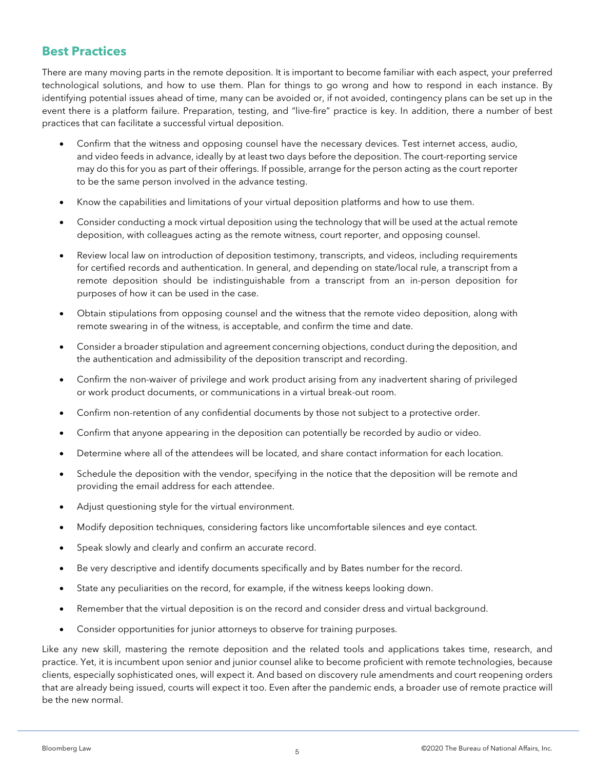## Best Practices

There are many moving parts in the remote deposition. It is important to become familiar with each aspect, your preferred technological solutions, and how to use them. Plan for things to go wrong and how to respond in each instance. By identifying potential issues ahead of time, many can be avoided or, if not avoided, contingency plans can be set up in the event there is a platform failure. Preparation, testing, and "live-fire" practice is key. In addition, there a number of best practices that can facilitate a successful virtual deposition.

- Confirm that the witness and opposing counsel have the necessary devices. Test internet access, audio, and video feeds in advance, ideally by at least two days before the deposition. The court-reporting service may do this for you as part of their offerings. If possible, arrange for the person acting as the court reporter to be the same person involved in the advance testing.
- Know the capabilities and limitations of your virtual deposition platforms and how to use them.
- Consider conducting a mock virtual deposition using the technology that will be used at the actual remote deposition, with colleagues acting as the remote witness, court reporter, and opposing counsel.
- Review local law on introduction of deposition testimony, transcripts, and videos, including requirements for certified records and authentication. In general, and depending on state/local rule, a transcript from a remote deposition should be indistinguishable from a transcript from an in-person deposition for purposes of how it can be used in the case.
- Obtain stipulations from opposing counsel and the witness that the remote video deposition, along with remote swearing in of the witness, is acceptable, and confirm the time and date.
- Consider a broader stipulation and agreement concerning objections, conduct during the deposition, and the authentication and admissibility of the deposition transcript and recording.
- Confirm the non-waiver of privilege and work product arising from any inadvertent sharing of privileged or work product documents, or communications in a virtual break-out room.
- Confirm non-retention of any confidential documents by those not subject to a protective order.
- Confirm that anyone appearing in the deposition can potentially be recorded by audio or video.
- Determine where all of the attendees will be located, and share contact information for each location.
- Schedule the deposition with the vendor, specifying in the notice that the deposition will be remote and providing the email address for each attendee.
- Adjust questioning style for the virtual environment.
- Modify deposition techniques, considering factors like uncomfortable silences and eye contact.
- Speak slowly and clearly and confirm an accurate record.
- Be very descriptive and identify documents specifically and by Bates number for the record.
- State any peculiarities on the record, for example, if the witness keeps looking down.
- Remember that the virtual deposition is on the record and consider dress and virtual background.
- Consider opportunities for junior attorneys to observe for training purposes.

Like any new skill, mastering the remote deposition and the related tools and applications takes time, research, and practice. Yet, it is incumbent upon senior and junior counsel alike to become proficient with remote technologies, because clients, especially sophisticated ones, will expect it. And based on discovery rule amendments and court reopening orders that are already being issued, courts will expect it too. Even after the pandemic ends, a broader use of remote practice will be the new normal.